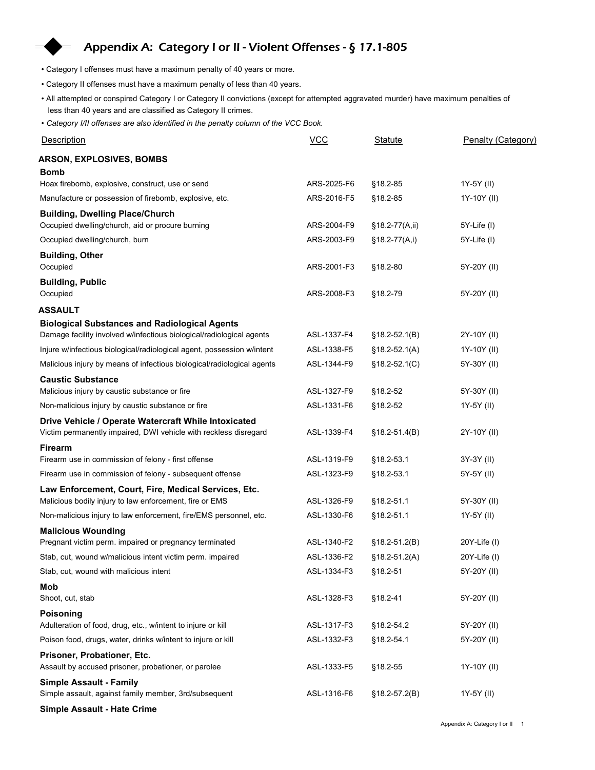# Appendix A: Category I or II - Violent Offenses - § 17.1-805

- Category I offenses must have a maximum penalty of 40 years or more.
- Category II offenses must have a maximum penalty of less than 40 years.
- All attempted or conspired Category I or Category II convictions (except for attempted aggravated murder) have maximum penalties of less than 40 years and are classified as Category II crimes.
- *Category I/II offenses are also identified in the penalty column of the VCC Book.*

| Description | VCC | Statute | Penalty (Category) |
|---|---|---|---|
| **ARSON, EXPLOSIVES, BOMBS** | | | |
| **Bomb** | | | |
| Hoax firebomb, explosive, construct, use or send | ARS-2025-F6 | §18.2-85 | 1Y-5Y (II) |
| Manufacture or possession of firebomb, explosive, etc. | ARS-2016-F5 | §18.2-85 | 1Y-10Y (II) |
| **Building, Dwelling Place/Church** | | | |
| Occupied dwelling/church, aid or procure burning | ARS-2004-F9 | §18.2-77(A,ii) | 5Y-Life (I) |
| Occupied dwelling/church, burn | ARS-2003-F9 | §18.2-77(A,i) | 5Y-Life (I) |
| **Building, Other** | | | |
| Occupied | ARS-2001-F3 | §18.2-80 | 5Y-20Y (II) |
| **Building, Public** | | | |
| Occupied | ARS-2008-F3 | §18.2-79 | 5Y-20Y (II) |
| **ASSAULT** | | | |
| **Biological Substances and Radiological Agents** | | | |
| Damage facility involved w/infectious biological/radiological agents | ASL-1337-F4 | §18.2-52.1(B) | 2Y-10Y (II) |
| Injure w/infectious biological/radiological agent, possession w/intent | ASL-1338-F5 | §18.2-52.1(A) | 1Y-10Y (II) |
| Malicious injury by means of infectious biological/radiological agents | ASL-1344-F9 | §18.2-52.1(C) | 5Y-30Y (II) |
| **Caustic Substance** | | | |
| Malicious injury by caustic substance or fire | ASL-1327-F9 | §18.2-52 | 5Y-30Y (II) |
| Non-malicious injury by caustic substance or fire | ASL-1331-F6 | §18.2-52 | 1Y-5Y (II) |
| **Drive Vehicle / Operate Watercraft While Intoxicated** | | | |
| Victim permanently impaired, DWI vehicle with reckless disregard | ASL-1339-F4 | §18.2-51.4(B) | 2Y-10Y (II) |
| **Firearm** | | | |
| Firearm use in commission of felony - first offense | ASL-1319-F9 | §18.2-53.1 | 3Y-3Y (II) |
| Firearm use in commission of felony - subsequent offense | ASL-1323-F9 | §18.2-53.1 | 5Y-5Y (II) |
| **Law Enforcement, Court, Fire, Medical Services, Etc.** | | | |
| Malicious bodily injury to law enforcement, fire or EMS | ASL-1326-F9 | §18.2-51.1 | 5Y-30Y (II) |
| Non-malicious injury to law enforcement, fire/EMS personnel, etc. | ASL-1330-F6 | §18.2-51.1 | 1Y-5Y (II) |
| **Malicious Wounding** | | | |
| Pregnant victim perm. impaired or pregnancy terminated | ASL-1340-F2 | §18.2-51.2(B) | 20Y-Life (I) |
| Stab, cut, wound w/malicious intent victim perm. impaired | ASL-1336-F2 | §18.2-51.2(A) | 20Y-Life (I) |
| Stab, cut, wound with malicious intent | ASL-1334-F3 | §18.2-51 | 5Y-20Y (II) |
| **Mob** | | | |
| Shoot, cut, stab | ASL-1328-F3 | §18.2-41 | 5Y-20Y (II) |
| **Poisoning** | | | |
| Adulteration of food, drug, etc., w/intent to injure or kill | ASL-1317-F3 | §18.2-54.2 | 5Y-20Y (II) |
| Poison food, drugs, water, drinks w/intent to injure or kill | ASL-1332-F3 | §18.2-54.1 | 5Y-20Y (II) |
| **Prisoner, Probationer, Etc.** | | | |
| Assault by accused prisoner, probationer, or parolee | ASL-1333-F5 | §18.2-55 | 1Y-10Y (II) |
| **Simple Assault - Family** | | | |
| Simple assault, against family member, 3rd/subsequent | ASL-1316-F6 | §18.2-57.2(B) | 1Y-5Y (II) |
| **Simple Assault - Hate Crime** | | | |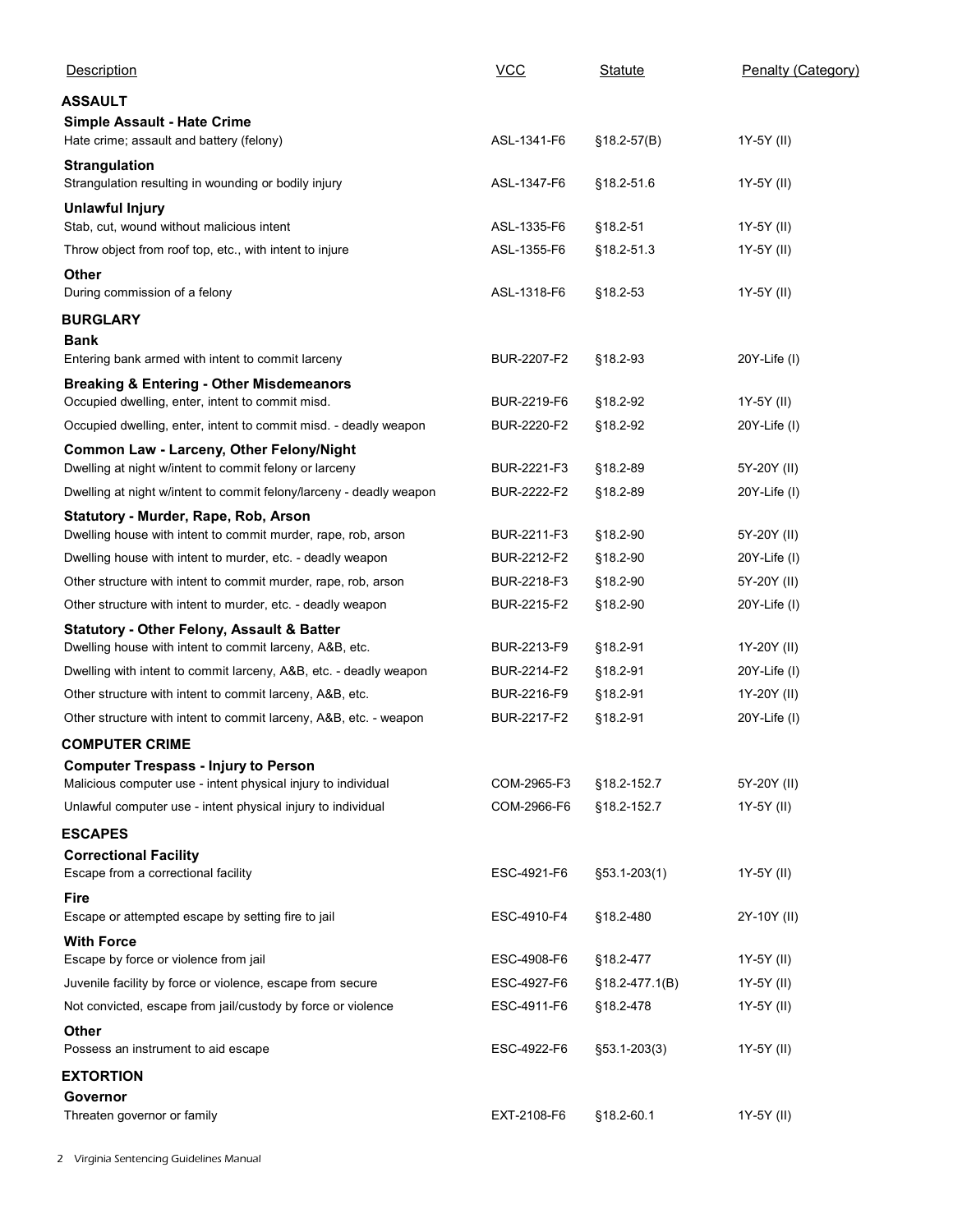| Description | VCC | Statute | Penalty (Category) |
|---|---|---|---|
| **ASSAULT** | | | |
| **Simple Assault - Hate Crime** | | | |
| Hate crime; assault and battery (felony) | ASL-1341-F6 | §18.2-57(B) | 1Y-5Y (II) |
| **Strangulation** | | | |
| Strangulation resulting in wounding or bodily injury | ASL-1347-F6 | §18.2-51.6 | 1Y-5Y (II) |
| **Unlawful Injury** | | | |
| Stab, cut, wound without malicious intent | ASL-1335-F6 | §18.2-51 | 1Y-5Y (II) |
| Throw object from roof top, etc., with intent to injure | ASL-1355-F6 | §18.2-51.3 | 1Y-5Y (II) |
| **Other** | | | |
| During commission of a felony | ASL-1318-F6 | §18.2-53 | 1Y-5Y (II) |
| **BURGLARY** | | | |
| **Bank** | | | |
| Entering bank armed with intent to commit larceny | BUR-2207-F2 | §18.2-93 | 20Y-Life (I) |
| **Breaking & Entering - Other Misdemeanors** | | | |
| Occupied dwelling, enter, intent to commit misd. | BUR-2219-F6 | §18.2-92 | 1Y-5Y (II) |
| Occupied dwelling, enter, intent to commit misd. - deadly weapon | BUR-2220-F2 | §18.2-92 | 20Y-Life (I) |
| **Common Law - Larceny, Other Felony/Night** | | | |
| Dwelling at night w/intent to commit felony or larceny | BUR-2221-F3 | §18.2-89 | 5Y-20Y (II) |
| Dwelling at night w/intent to commit felony/larceny - deadly weapon | BUR-2222-F2 | §18.2-89 | 20Y-Life (I) |
| **Statutory - Murder, Rape, Rob, Arson** | | | |
| Dwelling house with intent to commit murder, rape, rob, arson | BUR-2211-F3 | §18.2-90 | 5Y-20Y (II) |
| Dwelling house with intent to murder, etc. - deadly weapon | BUR-2212-F2 | §18.2-90 | 20Y-Life (I) |
| Other structure with intent to commit murder, rape, rob, arson | BUR-2218-F3 | §18.2-90 | 5Y-20Y (II) |
| Other structure with intent to murder, etc. - deadly weapon | BUR-2215-F2 | §18.2-90 | 20Y-Life (I) |
| **Statutory - Other Felony, Assault & Batter** | | | |
| Dwelling house with intent to commit larceny, A&B, etc. | BUR-2213-F9 | §18.2-91 | 1Y-20Y (II) |
| Dwelling with intent to commit larceny, A&B, etc. - deadly weapon | BUR-2214-F2 | §18.2-91 | 20Y-Life (I) |
| Other structure with intent to commit larceny, A&B, etc. | BUR-2216-F9 | §18.2-91 | 1Y-20Y (II) |
| Other structure with intent to commit larceny, A&B, etc. - weapon | BUR-2217-F2 | §18.2-91 | 20Y-Life (I) |
| **COMPUTER CRIME** | | | |
| **Computer Trespass - Injury to Person** | | | |
| Malicious computer use - intent physical injury to individual | COM-2965-F3 | §18.2-152.7 | 5Y-20Y (II) |
| Unlawful computer use - intent physical injury to individual | COM-2966-F6 | §18.2-152.7 | 1Y-5Y (II) |
| **ESCAPES** | | | |
| **Correctional Facility** | | | |
| Escape from a correctional facility | ESC-4921-F6 | §53.1-203(1) | 1Y-5Y (II) |
| **Fire** | | | |
| Escape or attempted escape by setting fire to jail | ESC-4910-F4 | §18.2-480 | 2Y-10Y (II) |
| **With Force** | | | |
| Escape by force or violence from jail | ESC-4908-F6 | §18.2-477 | 1Y-5Y (II) |
| Juvenile facility by force or violence, escape from secure | ESC-4927-F6 | §18.2-477.1(B) | 1Y-5Y (II) |
| Not convicted, escape from jail/custody by force or violence | ESC-4911-F6 | §18.2-478 | 1Y-5Y (II) |
| **Other** | | | |
| Possess an instrument to aid escape | ESC-4922-F6 | §53.1-203(3) | 1Y-5Y (II) |
| **EXTORTION** | | | |
| **Governor** | | | |
| Threaten governor or family | EXT-2108-F6 | §18.2-60.1 | 1Y-5Y (II) |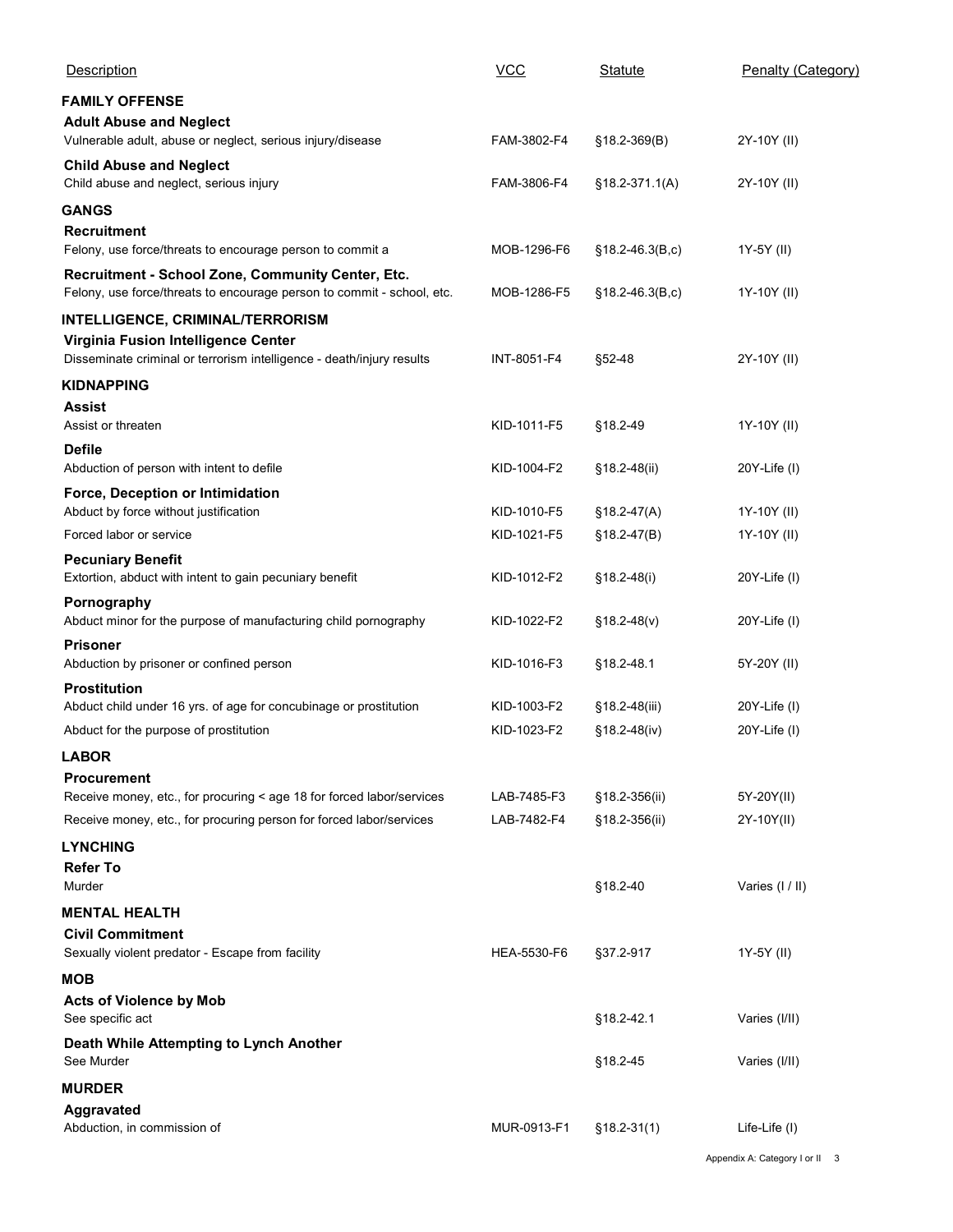| Description | VCC | Statute | Penalty (Category) |
|---|---|---|---|
| **FAMILY OFFENSE** | | | |
| **Adult Abuse and Neglect** | | | |
| Vulnerable adult, abuse or neglect, serious injury/disease | FAM-3802-F4 | §18.2-369(B) | 2Y-10Y (II) |
| **Child Abuse and Neglect** | | | |
| Child abuse and neglect, serious injury | FAM-3806-F4 | §18.2-371.1(A) | 2Y-10Y (II) |
| **GANGS** | | | |
| **Recruitment** | | | |
| Felony, use force/threats to encourage person to commit a | MOB-1296-F6 | §18.2-46.3(B,c) | 1Y-5Y (II) |
| **Recruitment - School Zone, Community Center, Etc.** | | | |
| Felony, use force/threats to encourage person to commit - school, etc. | MOB-1286-F5 | §18.2-46.3(B,c) | 1Y-10Y (II) |
| **INTELLIGENCE, CRIMINAL/TERRORISM** | | | |
| **Virginia Fusion Intelligence Center** | | | |
| Disseminate criminal or terrorism intelligence - death/injury results | INT-8051-F4 | §52-48 | 2Y-10Y (II) |
| **KIDNAPPING** | | | |
| **Assist** | | | |
| Assist or threaten | KID-1011-F5 | §18.2-49 | 1Y-10Y (II) |
| **Defile** | | | |
| Abduction of person with intent to defile | KID-1004-F2 | §18.2-48(ii) | 20Y-Life (I) |
| **Force, Deception or Intimidation** | | | |
| Abduct by force without justification | KID-1010-F5 | §18.2-47(A) | 1Y-10Y (II) |
| Forced labor or service | KID-1021-F5 | §18.2-47(B) | 1Y-10Y (II) |
| **Pecuniary Benefit** | | | |
| Extortion, abduct with intent to gain pecuniary benefit | KID-1012-F2 | §18.2-48(i) | 20Y-Life (I) |
| **Pornography** | | | |
| Abduct minor for the purpose of manufacturing child pornography | KID-1022-F2 | §18.2-48(v) | 20Y-Life (I) |
| **Prisoner** | | | |
| Abduction by prisoner or confined person | KID-1016-F3 | §18.2-48.1 | 5Y-20Y (II) |
| **Prostitution** | | | |
| Abduct child under 16 yrs. of age for concubinage or prostitution | KID-1003-F2 | §18.2-48(iii) | 20Y-Life (I) |
| Abduct for the purpose of prostitution | KID-1023-F2 | §18.2-48(iv) | 20Y-Life (I) |
| **LABOR** | | | |
| **Procurement** | | | |
| Receive money, etc., for procuring < age 18 for forced labor/services | LAB-7485-F3 | §18.2-356(ii) | 5Y-20Y(II) |
| Receive money, etc., for procuring person for forced labor/services | LAB-7482-F4 | §18.2-356(ii) | 2Y-10Y(II) |
| **LYNCHING** | | | |
| **Refer To** | | | |
| Murder | | §18.2-40 | Varies (I / II) |
| **MENTAL HEALTH** | | | |
| **Civil Commitment** | | | |
| Sexually violent predator - Escape from facility | HEA-5530-F6 | §37.2-917 | 1Y-5Y (II) |
| **MOB** | | | |
| **Acts of Violence by Mob** | | | |
| See specific act | | §18.2-42.1 | Varies (I/II) |
| **Death While Attempting to Lynch Another** | | | |
| See Murder | | §18.2-45 | Varies (I/II) |
| **MURDER** | | | |
| **Aggravated** | | | |
| Abduction, in commission of | MUR-0913-F1 | §18.2-31(1) | Life-Life (I) |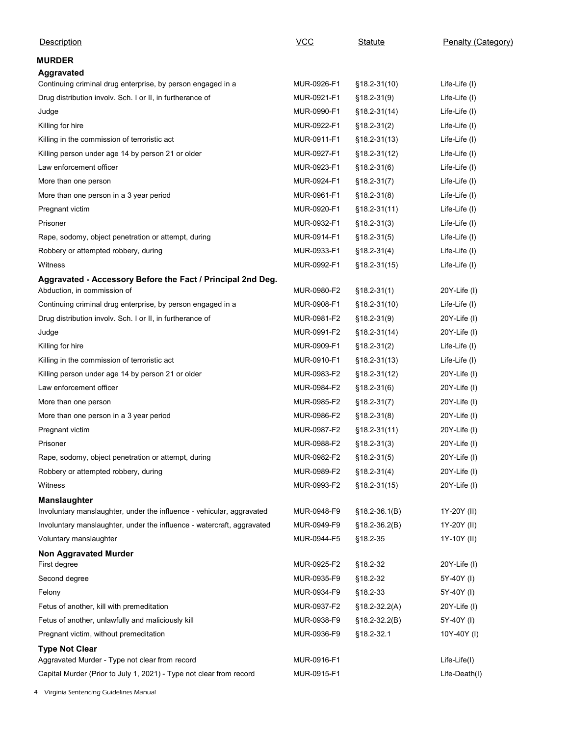| Description | VCC | Statute | Penalty (Category) |
|---|---|---|---|
| **MURDER** | | | |
| **Aggravated** | | | |
| Continuing criminal drug enterprise, by person engaged in a | MUR-0926-F1 | §18.2-31(10) | Life-Life (I) |
| Drug distribution involv. Sch. I or II, in furtherance of | MUR-0921-F1 | §18.2-31(9) | Life-Life (I) |
| Judge | MUR-0990-F1 | §18.2-31(14) | Life-Life (I) |
| Killing for hire | MUR-0922-F1 | §18.2-31(2) | Life-Life (I) |
| Killing in the commission of terroristic act | MUR-0911-F1 | §18.2-31(13) | Life-Life (I) |
| Killing person under age 14 by person 21 or older | MUR-0927-F1 | §18.2-31(12) | Life-Life (I) |
| Law enforcement officer | MUR-0923-F1 | §18.2-31(6) | Life-Life (I) |
| More than one person | MUR-0924-F1 | §18.2-31(7) | Life-Life (I) |
| More than one person in a 3 year period | MUR-0961-F1 | §18.2-31(8) | Life-Life (I) |
| Pregnant victim | MUR-0920-F1 | §18.2-31(11) | Life-Life (I) |
| Prisoner | MUR-0932-F1 | §18.2-31(3) | Life-Life (I) |
| Rape, sodomy, object penetration or attempt, during | MUR-0914-F1 | §18.2-31(5) | Life-Life (I) |
| Robbery or attempted robbery, during | MUR-0933-F1 | §18.2-31(4) | Life-Life (I) |
| Witness | MUR-0992-F1 | §18.2-31(15) | Life-Life (I) |
| **Aggravated - Accessory Before the Fact / Principal 2nd Deg.** | | | |
| Abduction, in commission of | MUR-0980-F2 | §18.2-31(1) | 20Y-Life (I) |
| Continuing criminal drug enterprise, by person engaged in a | MUR-0908-F1 | §18.2-31(10) | Life-Life (I) |
| Drug distribution involv. Sch. I or II, in furtherance of | MUR-0981-F2 | §18.2-31(9) | 20Y-Life (I) |
| Judge | MUR-0991-F2 | §18.2-31(14) | 20Y-Life (I) |
| Killing for hire | MUR-0909-F1 | §18.2-31(2) | Life-Life (I) |
| Killing in the commission of terroristic act | MUR-0910-F1 | §18.2-31(13) | Life-Life (I) |
| Killing person under age 14 by person 21 or older | MUR-0983-F2 | §18.2-31(12) | 20Y-Life (I) |
| Law enforcement officer | MUR-0984-F2 | §18.2-31(6) | 20Y-Life (I) |
| More than one person | MUR-0985-F2 | §18.2-31(7) | 20Y-Life (I) |
| More than one person in a 3 year period | MUR-0986-F2 | §18.2-31(8) | 20Y-Life (I) |
| Pregnant victim | MUR-0987-F2 | §18.2-31(11) | 20Y-Life (I) |
| Prisoner | MUR-0988-F2 | §18.2-31(3) | 20Y-Life (I) |
| Rape, sodomy, object penetration or attempt, during | MUR-0982-F2 | §18.2-31(5) | 20Y-Life (I) |
| Robbery or attempted robbery, during | MUR-0989-F2 | §18.2-31(4) | 20Y-Life (I) |
| Witness | MUR-0993-F2 | §18.2-31(15) | 20Y-Life (I) |
| **Manslaughter** | | | |
| Involuntary manslaughter, under the influence - vehicular, aggravated | MUR-0948-F9 | §18.2-36.1(B) | 1Y-20Y (II) |
| Involuntary manslaughter, under the influence - watercraft, aggravated | MUR-0949-F9 | §18.2-36.2(B) | 1Y-20Y (II) |
| Voluntary manslaughter | MUR-0944-F5 | §18.2-35 | 1Y-10Y (II) |
| **Non Aggravated Murder** | | | |
| First degree | MUR-0925-F2 | §18.2-32 | 20Y-Life (I) |
| Second degree | MUR-0935-F9 | §18.2-32 | 5Y-40Y (I) |
| Felony | MUR-0934-F9 | §18.2-33 | 5Y-40Y (I) |
| Fetus of another, kill with premeditation | MUR-0937-F2 | §18.2-32.2(A) | 20Y-Life (I) |
| Fetus of another, unlawfully and maliciously kill | MUR-0938-F9 | §18.2-32.2(B) | 5Y-40Y (I) |
| Pregnant victim, without premeditation | MUR-0936-F9 | §18.2-32.1 | 10Y-40Y (I) |
| **Type Not Clear** | | | |
| Aggravated Murder - Type not clear from record | MUR-0916-F1 | | Life-Life(I) |
| Capital Murder (Prior to July 1, 2021) - Type not clear from record | MUR-0915-F1 | | Life-Death(I) |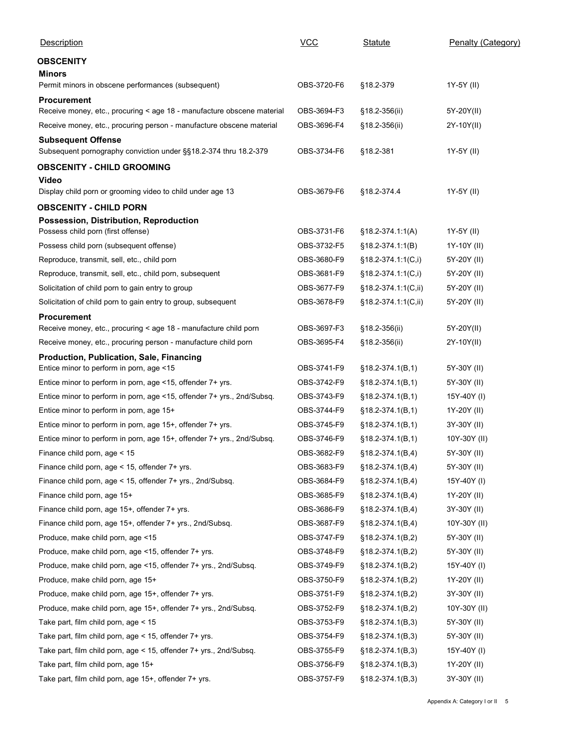| Description | VCC | Statute | Penalty (Category) |
|---|---|---|---|
| **OBSCENITY** | | | |
| **Minors** | | | |
| Permit minors in obscene performances (subsequent) | OBS-3720-F6 | §18.2-379 | 1Y-5Y (II) |
| **Procurement** | | | |
| Receive money, etc., procuring < age 18 - manufacture obscene material | OBS-3694-F3 | §18.2-356(ii) | 5Y-20Y(II) |
| Receive money, etc., procuring person - manufacture obscene material | OBS-3696-F4 | §18.2-356(ii) | 2Y-10Y(II) |
| **Subsequent Offense** | | | |
| Subsequent pornography conviction under §§18.2-374 thru 18.2-379 | OBS-3734-F6 | §18.2-381 | 1Y-5Y (II) |
| **OBSCENITY - CHILD GROOMING** | | | |
| **Video** | | | |
| Display child porn or grooming video to child under age 13 | OBS-3679-F6 | §18.2-374.4 | 1Y-5Y (II) |
| **OBSCENITY - CHILD PORN** | | | |
| **Possession, Distribution, Reproduction** | | | |
| Possess child porn (first offense) | OBS-3731-F6 | §18.2-374.1:1(A) | 1Y-5Y (II) |
| Possess child porn (subsequent offense) | OBS-3732-F5 | §18.2-374.1:1(B) | 1Y-10Y (II) |
| Reproduce, transmit, sell, etc., child porn | OBS-3680-F9 | §18.2-374.1:1(C,i) | 5Y-20Y (II) |
| Reproduce, transmit, sell, etc., child porn, subsequent | OBS-3681-F9 | §18.2-374.1:1(C,i) | 5Y-20Y (II) |
| Solicitation of child porn to gain entry to group | OBS-3677-F9 | §18.2-374.1:1(C,ii) | 5Y-20Y (II) |
| Solicitation of child porn to gain entry to group, subsequent | OBS-3678-F9 | §18.2-374.1:1(C,ii) | 5Y-20Y (II) |
| **Procurement** | | | |
| Receive money, etc., procuring < age 18 - manufacture child porn | OBS-3697-F3 | §18.2-356(ii) | 5Y-20Y(II) |
| Receive money, etc., procuring person - manufacture child porn | OBS-3695-F4 | §18.2-356(ii) | 2Y-10Y(II) |
| **Production, Publication, Sale, Financing** | | | |
| Entice minor to perform in porn, age <15 | OBS-3741-F9 | §18.2-374.1(B,1) | 5Y-30Y (II) |
| Entice minor to perform in porn, age <15, offender 7+ yrs. | OBS-3742-F9 | §18.2-374.1(B,1) | 5Y-30Y (II) |
| Entice minor to perform in porn, age <15, offender 7+ yrs., 2nd/Subsq. | OBS-3743-F9 | §18.2-374.1(B,1) | 15Y-40Y (I) |
| Entice minor to perform in porn, age 15+ | OBS-3744-F9 | §18.2-374.1(B,1) | 1Y-20Y (II) |
| Entice minor to perform in porn, age 15+, offender 7+ yrs. | OBS-3745-F9 | §18.2-374.1(B,1) | 3Y-30Y (II) |
| Entice minor to perform in porn, age 15+, offender 7+ yrs., 2nd/Subsq. | OBS-3746-F9 | §18.2-374.1(B,1) | 10Y-30Y (II) |
| Finance child porn, age < 15 | OBS-3682-F9 | §18.2-374.1(B,4) | 5Y-30Y (II) |
| Finance child porn, age < 15, offender 7+ yrs. | OBS-3683-F9 | §18.2-374.1(B,4) | 5Y-30Y (II) |
| Finance child porn, age < 15, offender 7+ yrs., 2nd/Subsq. | OBS-3684-F9 | §18.2-374.1(B,4) | 15Y-40Y (I) |
| Finance child porn, age 15+ | OBS-3685-F9 | §18.2-374.1(B,4) | 1Y-20Y (II) |
| Finance child porn, age 15+, offender 7+ yrs. | OBS-3686-F9 | §18.2-374.1(B,4) | 3Y-30Y (II) |
| Finance child porn, age 15+, offender 7+ yrs., 2nd/Subsq. | OBS-3687-F9 | §18.2-374.1(B,4) | 10Y-30Y (II) |
| Produce, make child porn, age <15 | OBS-3747-F9 | §18.2-374.1(B,2) | 5Y-30Y (II) |
| Produce, make child porn, age <15, offender 7+ yrs. | OBS-3748-F9 | §18.2-374.1(B,2) | 5Y-30Y (II) |
| Produce, make child porn, age <15, offender 7+ yrs., 2nd/Subsq. | OBS-3749-F9 | §18.2-374.1(B,2) | 15Y-40Y (I) |
| Produce, make child porn, age 15+ | OBS-3750-F9 | §18.2-374.1(B,2) | 1Y-20Y (II) |
| Produce, make child porn, age 15+, offender 7+ yrs. | OBS-3751-F9 | §18.2-374.1(B,2) | 3Y-30Y (II) |
| Produce, make child porn, age 15+, offender 7+ yrs., 2nd/Subsq. | OBS-3752-F9 | §18.2-374.1(B,2) | 10Y-30Y (II) |
| Take part, film child porn, age < 15 | OBS-3753-F9 | §18.2-374.1(B,3) | 5Y-30Y (II) |
| Take part, film child porn, age < 15, offender 7+ yrs. | OBS-3754-F9 | §18.2-374.1(B,3) | 5Y-30Y (II) |
| Take part, film child porn, age < 15, offender 7+ yrs., 2nd/Subsq. | OBS-3755-F9 | §18.2-374.1(B,3) | 15Y-40Y (I) |
| Take part, film child porn, age 15+ | OBS-3756-F9 | §18.2-374.1(B,3) | 1Y-20Y (II) |
| Take part, film child porn, age 15+, offender 7+ yrs. | OBS-3757-F9 | §18.2-374.1(B,3) | 3Y-30Y (II) |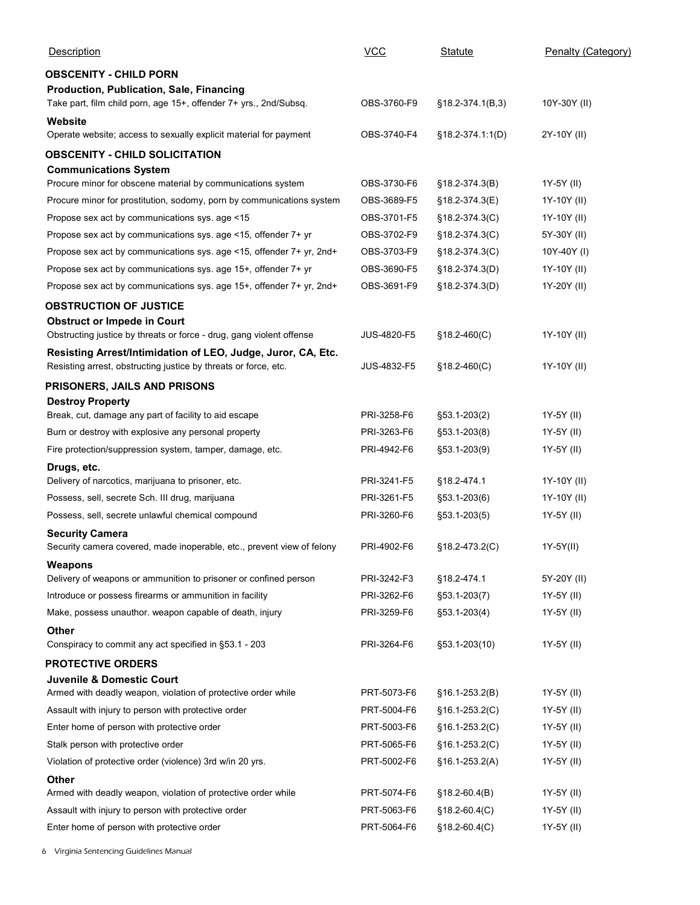| Description | VCC | Statute | Penalty (Category) |
|---|---|---|---|
| **OBSCENITY - CHILD PORN** | | | |
| **Production, Publication, Sale, Financing** | | | |
| Take part, film child porn, age 15+, offender 7+ yrs., 2nd/Subsq. | OBS-3760-F9 | §18.2-374.1(B,3) | 10Y-30Y (II) |
| **Website** | | | |
| Operate website; access to sexually explicit material for payment | OBS-3740-F4 | §18.2-374.1:1(D) | 2Y-10Y (II) |
| **OBSCENITY - CHILD SOLICITATION** | | | |
| **Communications System** | | | |
| Procure minor for obscene material by communications system | OBS-3730-F6 | §18.2-374.3(B) | 1Y-5Y (II) |
| Procure minor for prostitution, sodomy, porn by communications system | OBS-3689-F5 | §18.2-374.3(E) | 1Y-10Y (II) |
| Propose sex act by communications sys. age <15 | OBS-3701-F5 | §18.2-374.3(C) | 1Y-10Y (II) |
| Propose sex act by communications sys. age <15, offender 7+ yr | OBS-3702-F9 | §18.2-374.3(C) | 5Y-30Y (II) |
| Propose sex act by communications sys. age <15, offender 7+ yr, 2nd+ | OBS-3703-F9 | §18.2-374.3(C) | 10Y-40Y (I) |
| Propose sex act by communications sys. age 15+, offender 7+ yr | OBS-3690-F5 | §18.2-374.3(D) | 1Y-10Y (II) |
| Propose sex act by communications sys. age 15+, offender 7+ yr, 2nd+ | OBS-3691-F9 | §18.2-374.3(D) | 1Y-20Y (II) |
| **OBSTRUCTION OF JUSTICE** | | | |
| **Obstruct or Impede in Court** | | | |
| Obstructing justice by threats or force - drug, gang violent offense | JUS-4820-F5 | §18.2-460(C) | 1Y-10Y (II) |
| **Resisting Arrest/Intimidation of LEO, Judge, Juror, CA, Etc.** | | | |
| Resisting arrest, obstructing justice by threats or force, etc. | JUS-4832-F5 | §18.2-460(C) | 1Y-10Y (II) |
| **PRISONERS, JAILS AND PRISONS** | | | |
| **Destroy Property** | | | |
| Break, cut, damage any part of facility to aid escape | PRI-3258-F6 | §53.1-203(2) | 1Y-5Y (II) |
| Burn or destroy with explosive any personal property | PRI-3263-F6 | §53.1-203(8) | 1Y-5Y (II) |
| Fire protection/suppression system, tamper, damage, etc. | PRI-4942-F6 | §53.1-203(9) | 1Y-5Y (II) |
| **Drugs, etc.** | | | |
| Delivery of narcotics, marijuana to prisoner, etc. | PRI-3241-F5 | §18.2-474.1 | 1Y-10Y (II) |
| Possess, sell, secrete Sch. III drug, marijuana | PRI-3261-F5 | §53.1-203(6) | 1Y-10Y (II) |
| Possess, sell, secrete unlawful chemical compound | PRI-3260-F6 | §53.1-203(5) | 1Y-5Y (II) |
| **Security Camera** | | | |
| Security camera covered, made inoperable, etc., prevent view of felony | PRI-4902-F6 | §18.2-473.2(C) | 1Y-5Y(II) |
| **Weapons** | | | |
| Delivery of weapons or ammunition to prisoner or confined person | PRI-3242-F3 | §18.2-474.1 | 5Y-20Y (II) |
| Introduce or possess firearms or ammunition in facility | PRI-3262-F6 | §53.1-203(7) | 1Y-5Y (II) |
| Make, possess unauthor. weapon capable of death, injury | PRI-3259-F6 | §53.1-203(4) | 1Y-5Y (II) |
| **Other** | | | |
| Conspiracy to commit any act specified in §53.1 - 203 | PRI-3264-F6 | §53.1-203(10) | 1Y-5Y (II) |
| **PROTECTIVE ORDERS** | | | |
| **Juvenile & Domestic Court** | | | |
| Armed with deadly weapon, violation of protective order while | PRT-5073-F6 | §16.1-253.2(B) | 1Y-5Y (II) |
| Assault with injury to person with protective order | PRT-5004-F6 | §16.1-253.2(C) | 1Y-5Y (II) |
| Enter home of person with protective order | PRT-5003-F6 | §16.1-253.2(C) | 1Y-5Y (II) |
| Stalk person with protective order | PRT-5065-F6 | §16.1-253.2(C) | 1Y-5Y (II) |
| Violation of protective order (violence) 3rd w/in 20 yrs. | PRT-5002-F6 | §16.1-253.2(A) | 1Y-5Y (II) |
| **Other** | | | |
| Armed with deadly weapon, violation of protective order while | PRT-5074-F6 | §18.2-60.4(B) | 1Y-5Y (II) |
| Assault with injury to person with protective order | PRT-5063-F6 | §18.2-60.4(C) | 1Y-5Y (II) |
| Enter home of person with protective order | PRT-5064-F6 | §18.2-60.4(C) | 1Y-5Y (II) |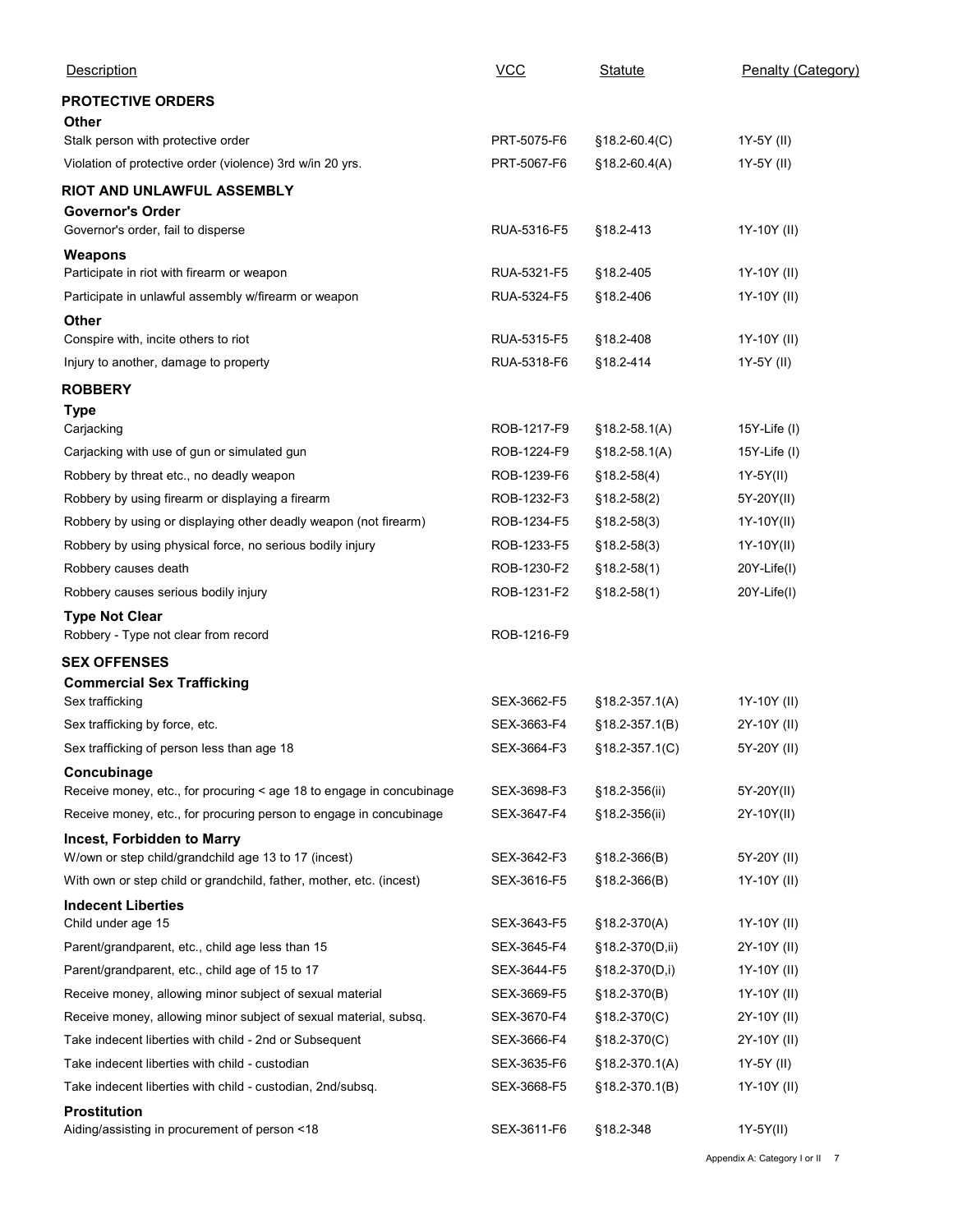| Description | VCC | Statute | Penalty (Category) |
|---|---|---|---|
| **PROTECTIVE ORDERS** | | | |
| **Other** | | | |
| Stalk person with protective order | PRT-5075-F6 | §18.2-60.4(C) | 1Y-5Y (II) |
| Violation of protective order (violence) 3rd w/in 20 yrs. | PRT-5067-F6 | §18.2-60.4(A) | 1Y-5Y (II) |
| **RIOT AND UNLAWFUL ASSEMBLY** | | | |
| **Governor's Order** | | | |
| Governor's order, fail to disperse | RUA-5316-F5 | §18.2-413 | 1Y-10Y (II) |
| **Weapons** | | | |
| Participate in riot with firearm or weapon | RUA-5321-F5 | §18.2-405 | 1Y-10Y (II) |
| Participate in unlawful assembly w/firearm or weapon | RUA-5324-F5 | §18.2-406 | 1Y-10Y (II) |
| **Other** | | | |
| Conspire with, incite others to riot | RUA-5315-F5 | §18.2-408 | 1Y-10Y (II) |
| Injury to another, damage to property | RUA-5318-F6 | §18.2-414 | 1Y-5Y (II) |
| **ROBBERY** | | | |
| **Type** | | | |
| Carjacking | ROB-1217-F9 | §18.2-58.1(A) | 15Y-Life (I) |
| Carjacking with use of gun or simulated gun | ROB-1224-F9 | §18.2-58.1(A) | 15Y-Life (I) |
| Robbery by threat etc., no deadly weapon | ROB-1239-F6 | §18.2-58(4) | 1Y-5Y(II) |
| Robbery by using firearm or displaying a firearm | ROB-1232-F3 | §18.2-58(2) | 5Y-20Y(II) |
| Robbery by using or displaying other deadly weapon (not firearm) | ROB-1234-F5 | §18.2-58(3) | 1Y-10Y(II) |
| Robbery by using physical force, no serious bodily injury | ROB-1233-F5 | §18.2-58(3) | 1Y-10Y(II) |
| Robbery causes death | ROB-1230-F2 | §18.2-58(1) | 20Y-Life(I) |
| Robbery causes serious bodily injury | ROB-1231-F2 | §18.2-58(1) | 20Y-Life(I) |
| **Type Not Clear** | | | |
| Robbery - Type not clear from record | ROB-1216-F9 | | |
| **SEX OFFENSES** | | | |
| **Commercial Sex Trafficking** | | | |
| Sex trafficking | SEX-3662-F5 | §18.2-357.1(A) | 1Y-10Y (II) |
| Sex trafficking by force, etc. | SEX-3663-F4 | §18.2-357.1(B) | 2Y-10Y (II) |
| Sex trafficking of person less than age 18 | SEX-3664-F3 | §18.2-357.1(C) | 5Y-20Y (II) |
| **Concubinage** | | | |
| Receive money, etc., for procuring < age 18 to engage in concubinage | SEX-3698-F3 | §18.2-356(ii) | 5Y-20Y(II) |
| Receive money, etc., for procuring person to engage in concubinage | SEX-3647-F4 | §18.2-356(ii) | 2Y-10Y(II) |
| **Incest, Forbidden to Marry** | | | |
| W/own or step child/grandchild age 13 to 17 (incest) | SEX-3642-F3 | §18.2-366(B) | 5Y-20Y (II) |
| With own or step child or grandchild, father, mother, etc. (incest) | SEX-3616-F5 | §18.2-366(B) | 1Y-10Y (II) |
| **Indecent Liberties** | | | |
| Child under age 15 | SEX-3643-F5 | §18.2-370(A) | 1Y-10Y (II) |
| Parent/grandparent, etc., child age less than 15 | SEX-3645-F4 | §18.2-370(D,ii) | 2Y-10Y (II) |
| Parent/grandparent, etc., child age of 15 to 17 | SEX-3644-F5 | §18.2-370(D,i) | 1Y-10Y (II) |
| Receive money, allowing minor subject of sexual material | SEX-3669-F5 | §18.2-370(B) | 1Y-10Y (II) |
| Receive money, allowing minor subject of sexual material, subsq. | SEX-3670-F4 | §18.2-370(C) | 2Y-10Y (II) |
| Take indecent liberties with child - 2nd or Subsequent | SEX-3666-F4 | §18.2-370(C) | 2Y-10Y (II) |
| Take indecent liberties with child - custodian | SEX-3635-F6 | §18.2-370.1(A) | 1Y-5Y (II) |
| Take indecent liberties with child - custodian, 2nd/subsq. | SEX-3668-F5 | §18.2-370.1(B) | 1Y-10Y (II) |
| **Prostitution** | | | |
| Aiding/assisting in procurement of person <18 | SEX-3611-F6 | §18.2-348 | 1Y-5Y(II) |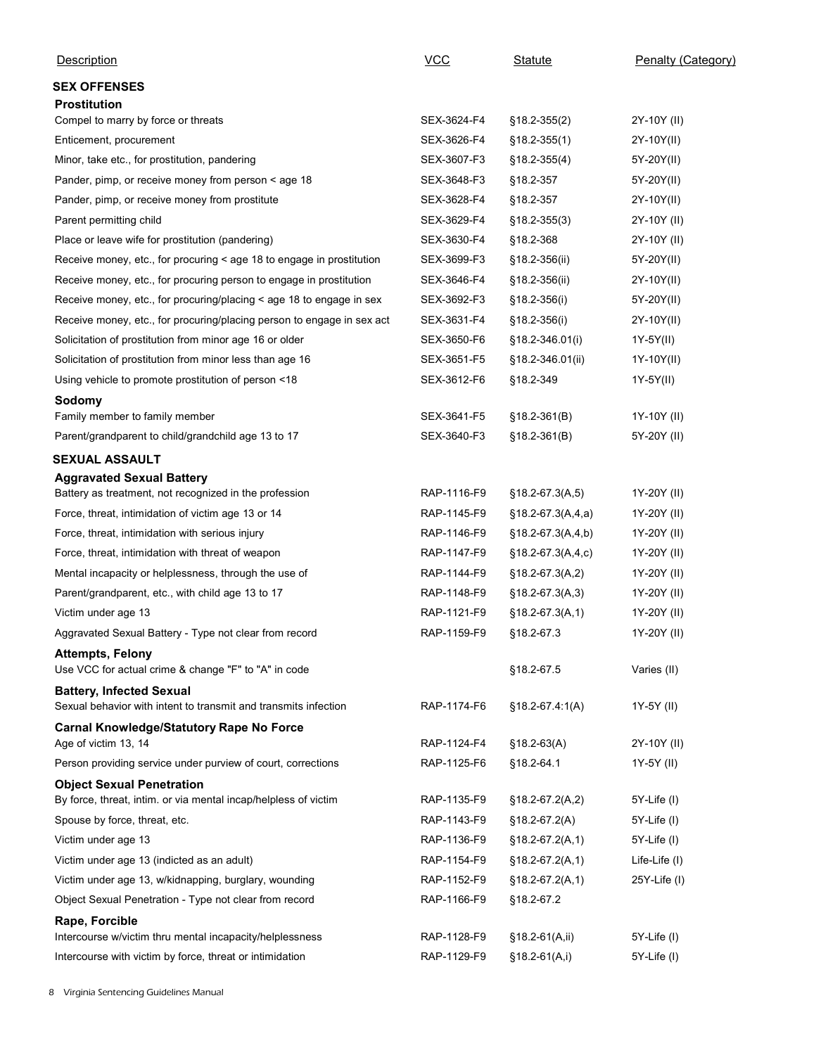| Description | VCC | Statute | Penalty (Category) |
|---|---|---|---|
| **SEX OFFENSES** | | | |
| **Prostitution** | | | |
| Compel to marry by force or threats | SEX-3624-F4 | §18.2-355(2) | 2Y-10Y (II) |
| Enticement, procurement | SEX-3626-F4 | §18.2-355(1) | 2Y-10Y(II) |
| Minor, take etc., for prostitution, pandering | SEX-3607-F3 | §18.2-355(4) | 5Y-20Y(II) |
| Pander, pimp, or receive money from person < age 18 | SEX-3648-F3 | §18.2-357 | 5Y-20Y(II) |
| Pander, pimp, or receive money from prostitute | SEX-3628-F4 | §18.2-357 | 2Y-10Y(II) |
| Parent permitting child | SEX-3629-F4 | §18.2-355(3) | 2Y-10Y (II) |
| Place or leave wife for prostitution (pandering) | SEX-3630-F4 | §18.2-368 | 2Y-10Y (II) |
| Receive money, etc., for procuring < age 18 to engage in prostitution | SEX-3699-F3 | §18.2-356(ii) | 5Y-20Y(II) |
| Receive money, etc., for procuring person to engage in prostitution | SEX-3646-F4 | §18.2-356(ii) | 2Y-10Y(II) |
| Receive money, etc., for procuring/placing < age 18 to engage in sex | SEX-3692-F3 | §18.2-356(i) | 5Y-20Y(II) |
| Receive money, etc., for procuring/placing person to engage in sex act | SEX-3631-F4 | §18.2-356(i) | 2Y-10Y(II) |
| Solicitation of prostitution from minor age 16 or older | SEX-3650-F6 | §18.2-346.01(i) | 1Y-5Y(II) |
| Solicitation of prostitution from minor less than age 16 | SEX-3651-F5 | §18.2-346.01(ii) | 1Y-10Y(II) |
| Using vehicle to promote prostitution of person <18 | SEX-3612-F6 | §18.2-349 | 1Y-5Y(II) |
| **Sodomy** | | | |
| Family member to family member | SEX-3641-F5 | §18.2-361(B) | 1Y-10Y (II) |
| Parent/grandparent to child/grandchild age 13 to 17 | SEX-3640-F3 | §18.2-361(B) | 5Y-20Y (II) |
| **SEXUAL ASSAULT** | | | |
| **Aggravated Sexual Battery** | | | |
| Battery as treatment, not recognized in the profession | RAP-1116-F9 | §18.2-67.3(A,5) | 1Y-20Y (II) |
| Force, threat, intimidation of victim age 13 or 14 | RAP-1145-F9 | §18.2-67.3(A,4,a) | 1Y-20Y (II) |
| Force, threat, intimidation with serious injury | RAP-1146-F9 | §18.2-67.3(A,4,b) | 1Y-20Y (II) |
| Force, threat, intimidation with threat of weapon | RAP-1147-F9 | §18.2-67.3(A,4,c) | 1Y-20Y (II) |
| Mental incapacity or helplessness, through the use of | RAP-1144-F9 | §18.2-67.3(A,2) | 1Y-20Y (II) |
| Parent/grandparent, etc., with child age 13 to 17 | RAP-1148-F9 | §18.2-67.3(A,3) | 1Y-20Y (II) |
| Victim under age 13 | RAP-1121-F9 | §18.2-67.3(A,1) | 1Y-20Y (II) |
| Aggravated Sexual Battery - Type not clear from record | RAP-1159-F9 | §18.2-67.3 | 1Y-20Y (II) |
| **Attempts, Felony** | | | |
| Use VCC for actual crime & change "F" to "A" in code | | §18.2-67.5 | Varies (II) |
| **Battery, Infected Sexual** | | | |
| Sexual behavior with intent to transmit and transmits infection | RAP-1174-F6 | §18.2-67.4:1(A) | 1Y-5Y (II) |
| **Carnal Knowledge/Statutory Rape No Force** | | | |
| Age of victim 13, 14 | RAP-1124-F4 | §18.2-63(A) | 2Y-10Y (II) |
| Person providing service under purview of court, corrections | RAP-1125-F6 | §18.2-64.1 | 1Y-5Y (II) |
| **Object Sexual Penetration** | | | |
| By force, threat, intim. or via mental incap/helpless of victim | RAP-1135-F9 | §18.2-67.2(A,2) | 5Y-Life (I) |
| Spouse by force, threat, etc. | RAP-1143-F9 | §18.2-67.2(A) | 5Y-Life (I) |
| Victim under age 13 | RAP-1136-F9 | §18.2-67.2(A,1) | 5Y-Life (I) |
| Victim under age 13 (indicted as an adult) | RAP-1154-F9 | §18.2-67.2(A,1) | Life-Life (I) |
| Victim under age 13, w/kidnapping, burglary, wounding | RAP-1152-F9 | §18.2-67.2(A,1) | 25Y-Life (I) |
| Object Sexual Penetration - Type not clear from record | RAP-1166-F9 | §18.2-67.2 | |
| **Rape, Forcible** | | | |
| Intercourse w/victim thru mental incapacity/helplessness | RAP-1128-F9 | §18.2-61(A,ii) | 5Y-Life (I) |
| Intercourse with victim by force, threat or intimidation | RAP-1129-F9 | §18.2-61(A,i) | 5Y-Life (I) |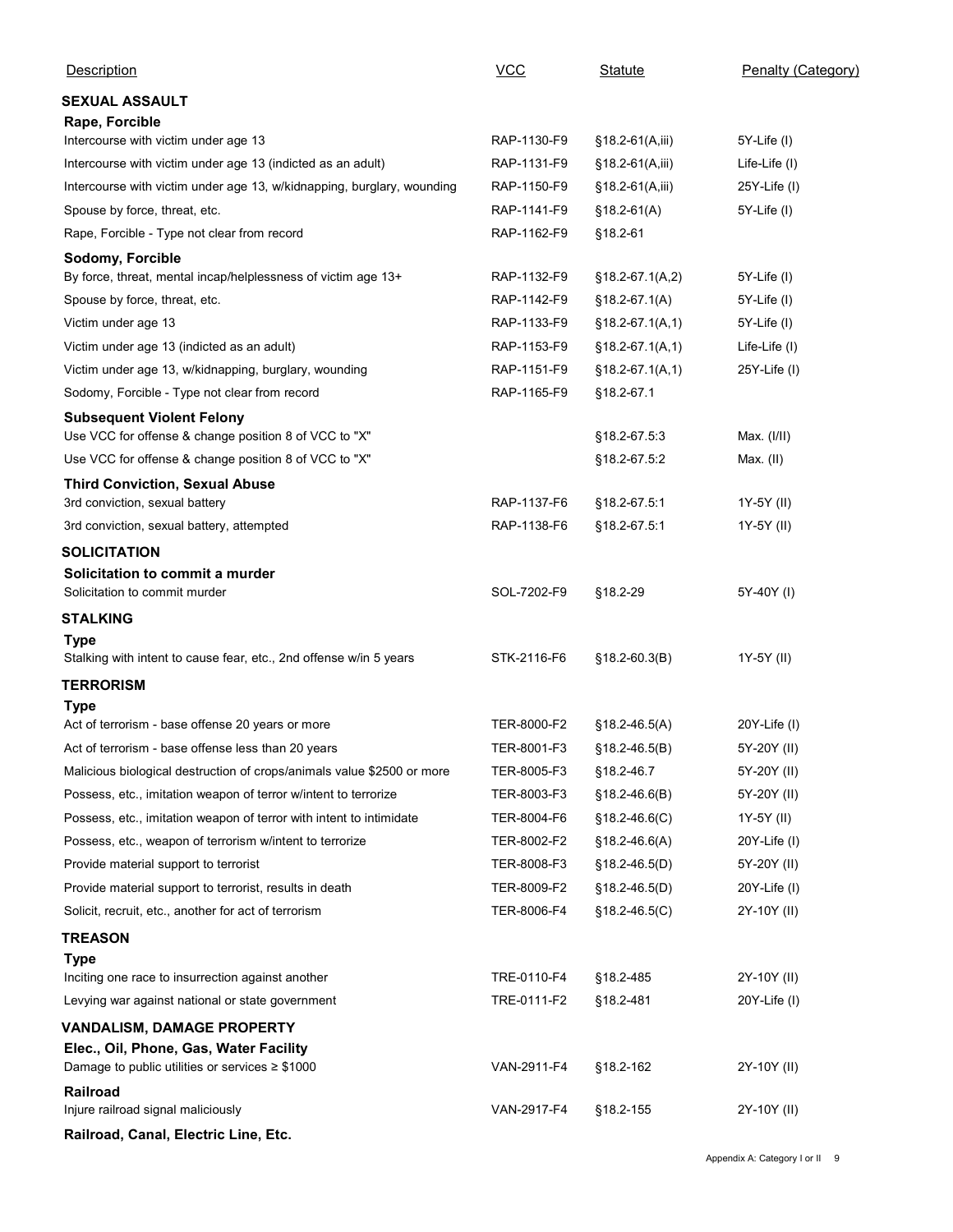| Description | VCC | Statute | Penalty (Category) |
|---|---|---|---|
| **SEXUAL ASSAULT** | | | |
| **Rape, Forcible** | | | |
| Intercourse with victim under age 13 | RAP-1130-F9 | §18.2-61(A,iii) | 5Y-Life (I) |
| Intercourse with victim under age 13 (indicted as an adult) | RAP-1131-F9 | §18.2-61(A,iii) | Life-Life (I) |
| Intercourse with victim under age 13, w/kidnapping, burglary, wounding | RAP-1150-F9 | §18.2-61(A,iii) | 25Y-Life (I) |
| Spouse by force, threat, etc. | RAP-1141-F9 | §18.2-61(A) | 5Y-Life (I) |
| Rape, Forcible - Type not clear from record | RAP-1162-F9 | §18.2-61 | |
| **Sodomy, Forcible** | | | |
| By force, threat, mental incap/helplessness of victim age 13+ | RAP-1132-F9 | §18.2-67.1(A,2) | 5Y-Life (I) |
| Spouse by force, threat, etc. | RAP-1142-F9 | §18.2-67.1(A) | 5Y-Life (I) |
| Victim under age 13 | RAP-1133-F9 | §18.2-67.1(A,1) | 5Y-Life (I) |
| Victim under age 13 (indicted as an adult) | RAP-1153-F9 | §18.2-67.1(A,1) | Life-Life (I) |
| Victim under age 13, w/kidnapping, burglary, wounding | RAP-1151-F9 | §18.2-67.1(A,1) | 25Y-Life (I) |
| Sodomy, Forcible - Type not clear from record | RAP-1165-F9 | §18.2-67.1 | |
| **Subsequent Violent Felony** | | | |
| Use VCC for offense & change position 8 of VCC to "X" | | §18.2-67.5:3 | Max. (I/II) |
| Use VCC for offense & change position 8 of VCC to "X" | | §18.2-67.5:2 | Max. (II) |
| **Third Conviction, Sexual Abuse** | | | |
| 3rd conviction, sexual battery | RAP-1137-F6 | §18.2-67.5:1 | 1Y-5Y (II) |
| 3rd conviction, sexual battery, attempted | RAP-1138-F6 | §18.2-67.5:1 | 1Y-5Y (II) |
| **SOLICITATION** | | | |
| **Solicitation to commit a murder** | | | |
| Solicitation to commit murder | SOL-7202-F9 | §18.2-29 | 5Y-40Y (I) |
| **STALKING** | | | |
| **Type** | | | |
| Stalking with intent to cause fear, etc., 2nd offense w/in 5 years | STK-2116-F6 | §18.2-60.3(B) | 1Y-5Y (II) |
| **TERRORISM** | | | |
| **Type** | | | |
| Act of terrorism - base offense 20 years or more | TER-8000-F2 | §18.2-46.5(A) | 20Y-Life (I) |
| Act of terrorism - base offense less than 20 years | TER-8001-F3 | §18.2-46.5(B) | 5Y-20Y (II) |
| Malicious biological destruction of crops/animals value $2500 or more | TER-8005-F3 | §18.2-46.7 | 5Y-20Y (II) |
| Possess, etc., imitation weapon of terror w/intent to terrorize | TER-8003-F3 | §18.2-46.6(B) | 5Y-20Y (II) |
| Possess, etc., imitation weapon of terror with intent to intimidate | TER-8004-F6 | §18.2-46.6(C) | 1Y-5Y (II) |
| Possess, etc., weapon of terrorism w/intent to terrorize | TER-8002-F2 | §18.2-46.6(A) | 20Y-Life (I) |
| Provide material support to terrorist | TER-8008-F3 | §18.2-46.5(D) | 5Y-20Y (II) |
| Provide material support to terrorist, results in death | TER-8009-F2 | §18.2-46.5(D) | 20Y-Life (I) |
| Solicit, recruit, etc., another for act of terrorism | TER-8006-F4 | §18.2-46.5(C) | 2Y-10Y (II) |
| **TREASON** | | | |
| **Type** | | | |
| Inciting one race to insurrection against another | TRE-0110-F4 | §18.2-485 | 2Y-10Y (II) |
| Levying war against national or state government | TRE-0111-F2 | §18.2-481 | 20Y-Life (I) |
| **VANDALISM, DAMAGE PROPERTY** | | | |
| **Elec., Oil, Phone, Gas, Water Facility** | | | |
| Damage to public utilities or services ≥ $1000 | VAN-2911-F4 | §18.2-162 | 2Y-10Y (II) |
| **Railroad** | | | |
| Injure railroad signal maliciously | VAN-2917-F4 | §18.2-155 | 2Y-10Y (II) |
| **Railroad, Canal, Electric Line, Etc.** | | | |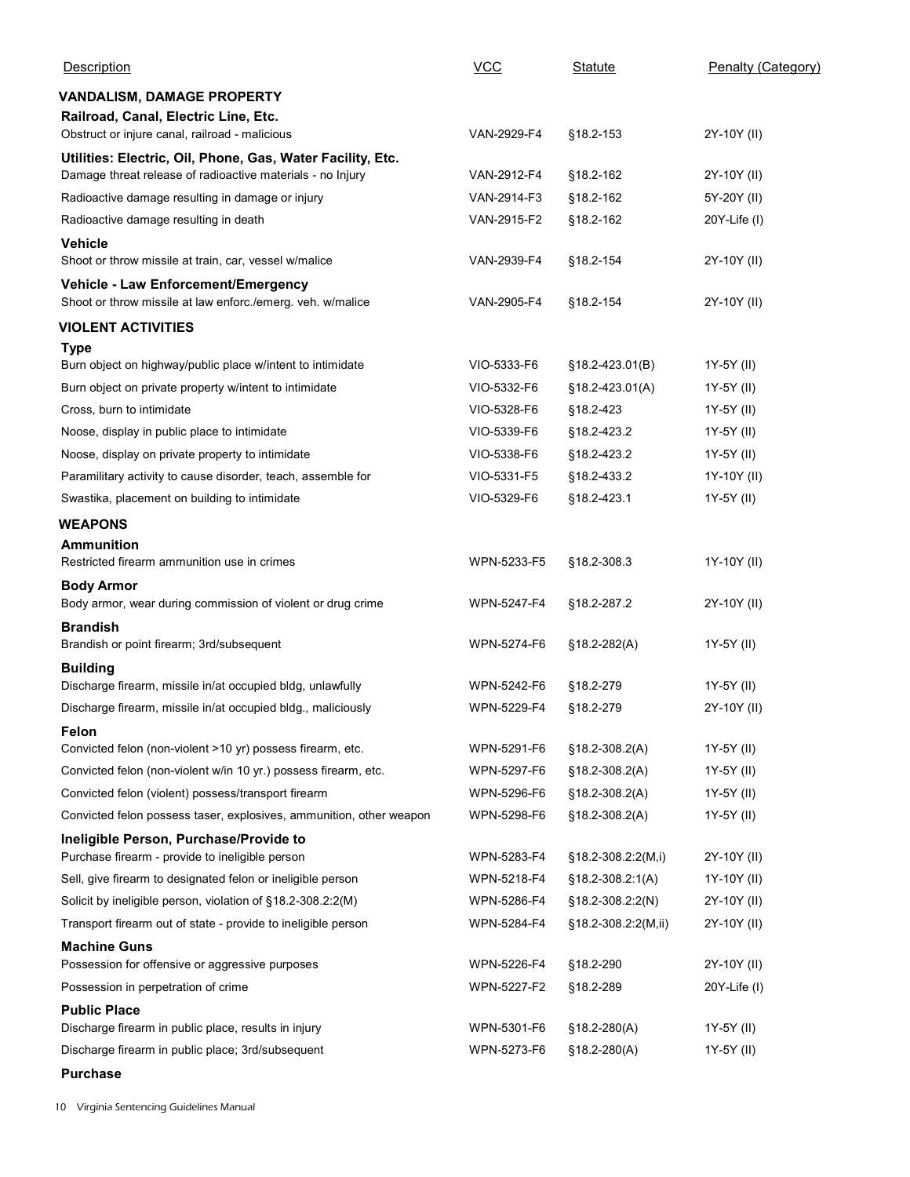| Description | VCC | Statute | Penalty (Category) |
|---|---|---|---|
| **VANDALISM, DAMAGE PROPERTY** | | | |
| **Railroad, Canal, Electric Line, Etc.** | | | |
| Obstruct or injure canal, railroad - malicious | VAN-2929-F4 | §18.2-153 | 2Y-10Y (II) |
| **Utilities: Electric, Oil, Phone, Gas, Water Facility, Etc.** | | | |
| Damage threat release of radioactive materials - no Injury | VAN-2912-F4 | §18.2-162 | 2Y-10Y (II) |
| Radioactive damage resulting in damage or injury | VAN-2914-F3 | §18.2-162 | 5Y-20Y (II) |
| Radioactive damage resulting in death | VAN-2915-F2 | §18.2-162 | 20Y-Life (I) |
| **Vehicle** | | | |
| Shoot or throw missile at train, car, vessel w/malice | VAN-2939-F4 | §18.2-154 | 2Y-10Y (II) |
| **Vehicle - Law Enforcement/Emergency** | | | |
| Shoot or throw missile at law enforc./emerg. veh. w/malice | VAN-2905-F4 | §18.2-154 | 2Y-10Y (II) |
| **VIOLENT ACTIVITIES** | | | |
| **Type** | | | |
| Burn object on highway/public place w/intent to intimidate | VIO-5333-F6 | §18.2-423.01(B) | 1Y-5Y (II) |
| Burn object on private property w/intent to intimidate | VIO-5332-F6 | §18.2-423.01(A) | 1Y-5Y (II) |
| Cross, burn to intimidate | VIO-5328-F6 | §18.2-423 | 1Y-5Y (II) |
| Noose, display in public place to intimidate | VIO-5339-F6 | §18.2-423.2 | 1Y-5Y (II) |
| Noose, display on private property to intimidate | VIO-5338-F6 | §18.2-423.2 | 1Y-5Y (II) |
| Paramilitary activity to cause disorder, teach, assemble for | VIO-5331-F5 | §18.2-433.2 | 1Y-10Y (II) |
| Swastika, placement on building to intimidate | VIO-5329-F6 | §18.2-423.1 | 1Y-5Y (II) |
| **WEAPONS** | | | |
| **Ammunition** | | | |
| Restricted firearm ammunition use in crimes | WPN-5233-F5 | §18.2-308.3 | 1Y-10Y (II) |
| **Body Armor** | | | |
| Body armor, wear during commission of violent or drug crime | WPN-5247-F4 | §18.2-287.2 | 2Y-10Y (II) |
| **Brandish** | | | |
| Brandish or point firearm; 3rd/subsequent | WPN-5274-F6 | §18.2-282(A) | 1Y-5Y (II) |
| **Building** | | | |
| Discharge firearm, missile in/at occupied bldg, unlawfully | WPN-5242-F6 | §18.2-279 | 1Y-5Y (II) |
| Discharge firearm, missile in/at occupied bldg., maliciously | WPN-5229-F4 | §18.2-279 | 2Y-10Y (II) |
| **Felon** | | | |
| Convicted felon (non-violent >10 yr) possess firearm, etc. | WPN-5291-F6 | §18.2-308.2(A) | 1Y-5Y (II) |
| Convicted felon (non-violent w/in 10 yr.) possess firearm, etc. | WPN-5297-F6 | §18.2-308.2(A) | 1Y-5Y (II) |
| Convicted felon (violent) possess/transport firearm | WPN-5296-F6 | §18.2-308.2(A) | 1Y-5Y (II) |
| Convicted felon possess taser, explosives, ammunition, other weapon | WPN-5298-F6 | §18.2-308.2(A) | 1Y-5Y (II) |
| **Ineligible Person, Purchase/Provide to** | | | |
| Purchase firearm - provide to ineligible person | WPN-5283-F4 | §18.2-308.2:2(M,i) | 2Y-10Y (II) |
| Sell, give firearm to designated felon or ineligible person | WPN-5218-F4 | §18.2-308.2:1(A) | 1Y-10Y (II) |
| Solicit by ineligible person, violation of §18.2-308.2:2(M) | WPN-5286-F4 | §18.2-308.2:2(N) | 2Y-10Y (II) |
| Transport firearm out of state - provide to ineligible person | WPN-5284-F4 | §18.2-308.2:2(M,ii) | 2Y-10Y (II) |
| **Machine Guns** | | | |
| Possession for offensive or aggressive purposes | WPN-5226-F4 | §18.2-290 | 2Y-10Y (II) |
| Possession in perpetration of crime | WPN-5227-F2 | §18.2-289 | 20Y-Life (I) |
| **Public Place** | | | |
| Discharge firearm in public place, results in injury | WPN-5301-F6 | §18.2-280(A) | 1Y-5Y (II) |
| Discharge firearm in public place; 3rd/subsequent | WPN-5273-F6 | §18.2-280(A) | 1Y-5Y (II) |
| **Purchase** | | | |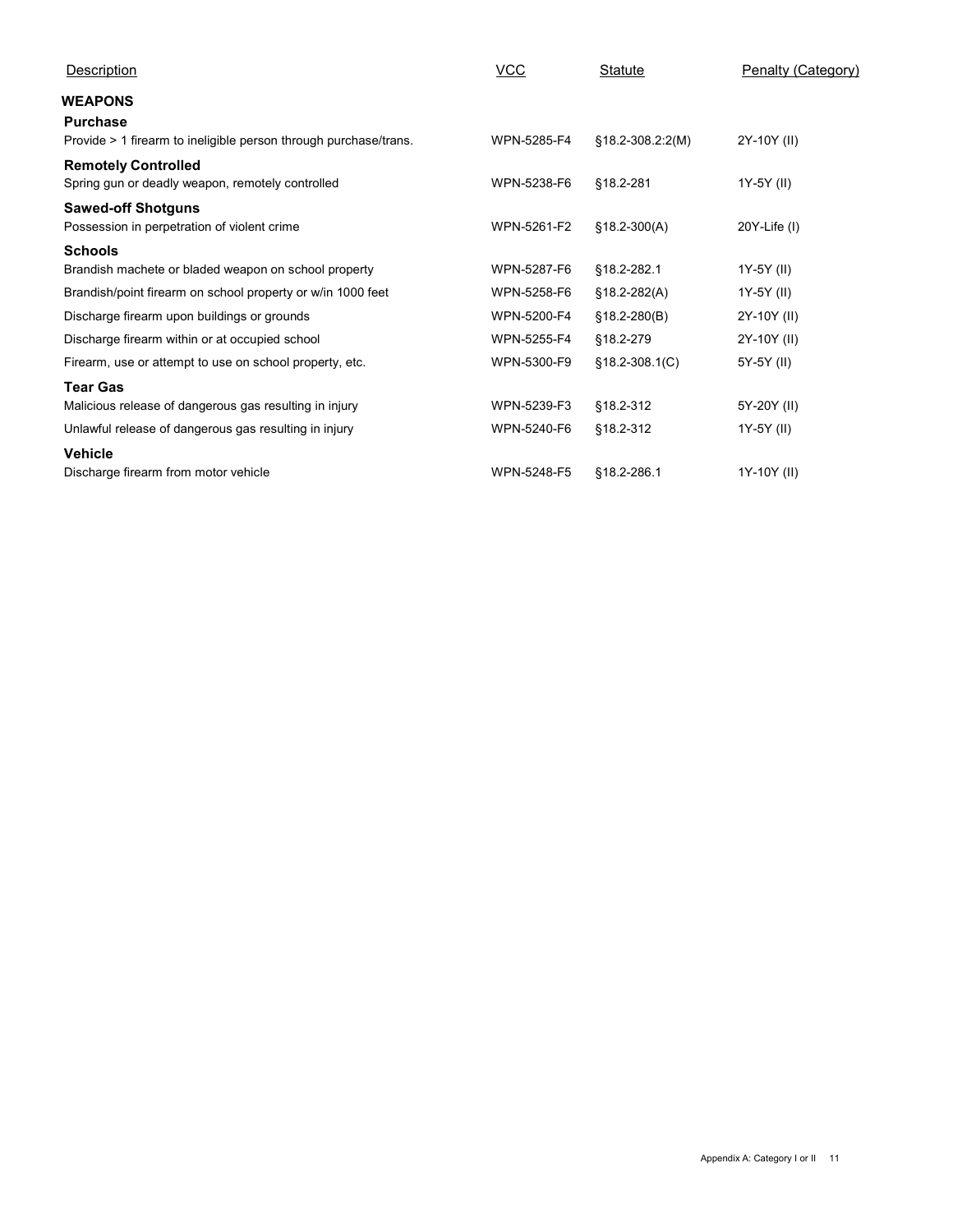| Description | VCC | Statute | Penalty (Category) |
|---|---|---|---|
| **WEAPONS** | | | |
| **Purchase** | | | |
| Provide > 1 firearm to ineligible person through purchase/trans. | WPN-5285-F4 | §18.2-308.2:2(M) | 2Y-10Y (II) |
| **Remotely Controlled** | | | |
| Spring gun or deadly weapon, remotely controlled | WPN-5238-F6 | §18.2-281 | 1Y-5Y (II) |
| **Sawed-off Shotguns** | | | |
| Possession in perpetration of violent crime | WPN-5261-F2 | §18.2-300(A) | 20Y-Life (I) |
| **Schools** | | | |
| Brandish machete or bladed weapon on school property | WPN-5287-F6 | §18.2-282.1 | 1Y-5Y (II) |
| Brandish/point firearm on school property or w/in 1000 feet | WPN-5258-F6 | §18.2-282(A) | 1Y-5Y (II) |
| Discharge firearm upon buildings or grounds | WPN-5200-F4 | §18.2-280(B) | 2Y-10Y (II) |
| Discharge firearm within or at occupied school | WPN-5255-F4 | §18.2-279 | 2Y-10Y (II) |
| Firearm, use or attempt to use on school property, etc. | WPN-5300-F9 | §18.2-308.1(C) | 5Y-5Y (II) |
| **Tear Gas** | | | |
| Malicious release of dangerous gas resulting in injury | WPN-5239-F3 | §18.2-312 | 5Y-20Y (II) |
| Unlawful release of dangerous gas resulting in injury | WPN-5240-F6 | §18.2-312 | 1Y-5Y (II) |
| **Vehicle** | | | |
| Discharge firearm from motor vehicle | WPN-5248-F5 | §18.2-286.1 | 1Y-10Y (II) |